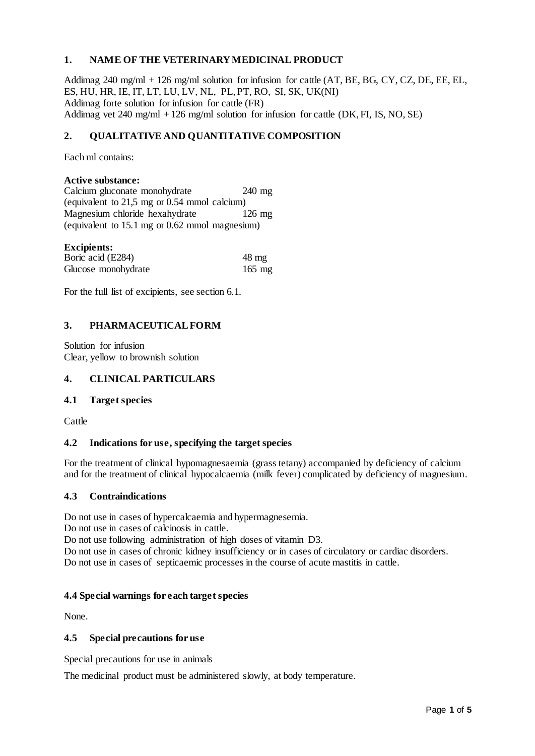## 1. NAME OF THE VETERINARY MEDICINAL PRODUCT

Addimag 240 mg/ml + 126 mg/ml solution for infusion for cattle (AT, BE, BG, CY, CZ, DE, EE, EL, ES, HU, HR, IE, IT, LT, LU, LV, NL, PL, PT, RO, SI, SK, UK(NI)
Addimag forte solution for infusion for cattle (FR)
Addimag vet 240 mg/ml + 126 mg/ml solution for infusion for cattle (DK, FI, IS, NO, SE)

## 2. QUALITATIVE AND QUANTITATIVE COMPOSITION

Each ml contains:

**Active substance:**

| | |
|---|---|
| Calcium gluconate monohydrate | 240 mg |
| (equivalent to 21,5 mg or 0.54 mmol calcium) | |
| Magnesium chloride hexahydrate | 126 mg |
| (equivalent to 15.1 mg or 0.62 mmol magnesium) | |

**Excipients:**

| | |
|---|---|
| Boric acid (E284) | 48 mg |
| Glucose monohydrate | 165 mg |

For the full list of excipients, see section 6.1.

## 3. PHARMACEUTICAL FORM

Solution for infusion
Clear, yellow to brownish solution

## 4. CLINICAL PARTICULARS

### 4.1 Target species

Cattle

### 4.2 Indications for use, specifying the target species

For the treatment of clinical hypomagnesaemia (grass tetany) accompanied by deficiency of calcium and for the treatment of clinical hypocalcaemia (milk fever) complicated by deficiency of magnesium.

### 4.3 Contraindications

Do not use in cases of hypercalcaemia and hypermagnesemia.
Do not use in cases of calcinosis in cattle.
Do not use following administration of high doses of vitamin D3.
Do not use in cases of chronic kidney insufficiency or in cases of circulatory or cardiac disorders.
Do not use in cases of septicaemic processes in the course of acute mastitis in cattle.

### 4.4 Special warnings for each target species

None.

### 4.5 Special precautions for use

Special precautions for use in animals

The medicinal product must be administered slowly, at body temperature.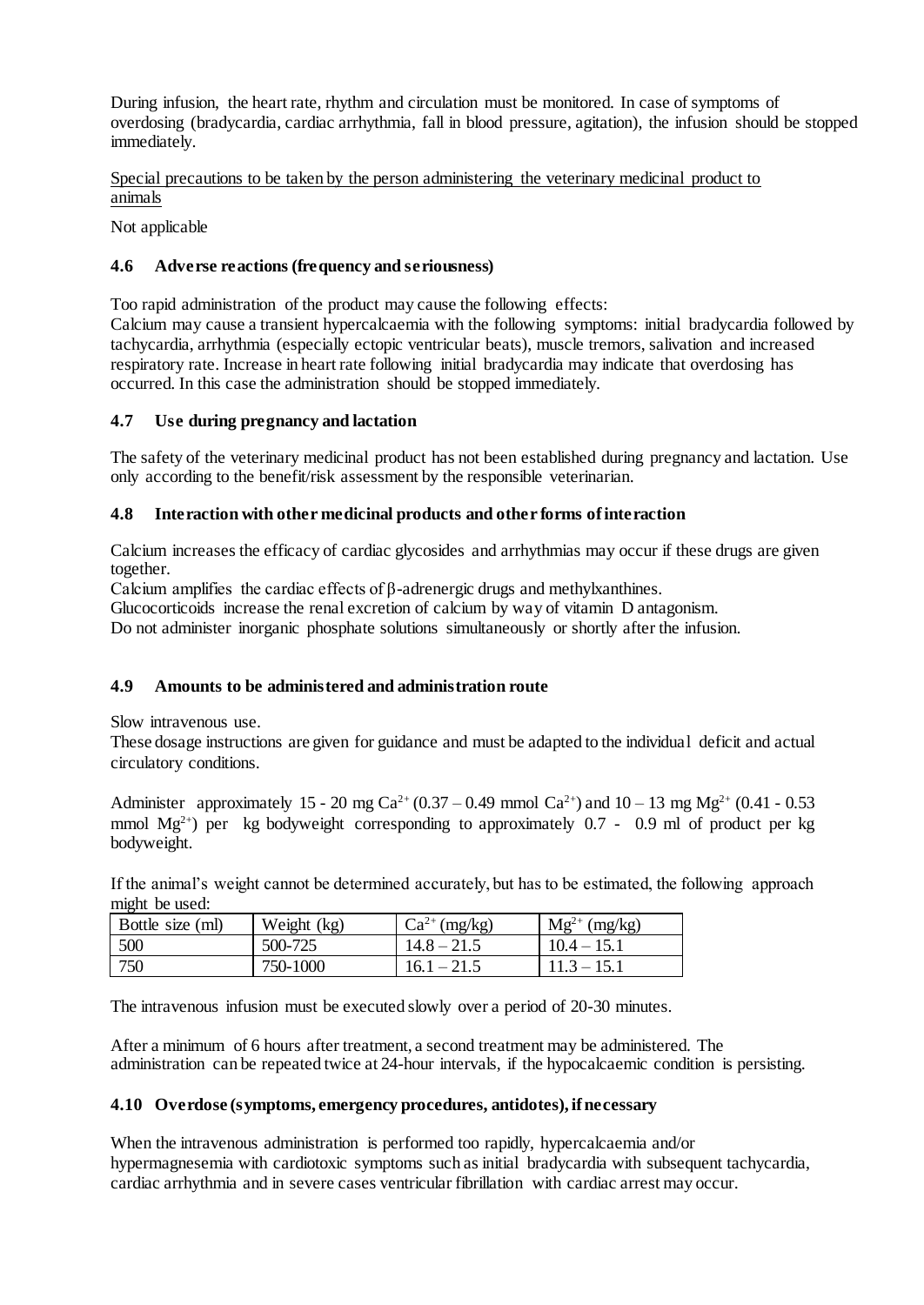During infusion, the heart rate, rhythm and circulation must be monitored. In case of symptoms of overdosing (bradycardia, cardiac arrhythmia, fall in blood pressure, agitation), the infusion should be stopped immediately.

Special precautions to be taken by the person administering the veterinary medicinal product to animals

Not applicable

### 4.6 Adverse reactions (frequency and seriousness)

Too rapid administration of the product may cause the following effects:
Calcium may cause a transient hypercalcaemia with the following symptoms: initial bradycardia followed by tachycardia, arrhythmia (especially ectopic ventricular beats), muscle tremors, salivation and increased respiratory rate. Increase in heart rate following initial bradycardia may indicate that overdosing has occurred. In this case the administration should be stopped immediately.

### 4.7 Use during pregnancy and lactation

The safety of the veterinary medicinal product has not been established during pregnancy and lactation. Use only according to the benefit/risk assessment by the responsible veterinarian.

### 4.8 Interaction with other medicinal products and other forms of interaction

Calcium increases the efficacy of cardiac glycosides and arrhythmias may occur if these drugs are given together.
Calcium amplifies the cardiac effects of β-adrenergic drugs and methylxanthines.
Glucocorticoids increase the renal excretion of calcium by way of vitamin D antagonism.
Do not administer inorganic phosphate solutions simultaneously or shortly after the infusion.

### 4.9 Amounts to be administered and administration route

Slow intravenous use.
These dosage instructions are given for guidance and must be adapted to the individual deficit and actual circulatory conditions.

Administer approximately 15 - 20 mg $Ca^{2+}$ (0.37 – 0.49 mmol $Ca^{2+}$) and 10 – 13 mg $Mg^{2+}$ (0.41 - 0.53 mmol $Mg^{2+}$) per kg bodyweight corresponding to approximately 0.7 - 0.9 ml of product per kg bodyweight.

If the animal's weight cannot be determined accurately, but has to be estimated, the following approach might be used:

| Bottle size (ml) | Weight (kg) | $Ca^{2+}$ (mg/kg) | $Mg^{2+}$ (mg/kg) |
|---|---|---|---|
| 500 | 500-725 | 14.8 – 21.5 | 10.4 – 15.1 |
| 750 | 750-1000 | 16.1 – 21.5 | 11.3 – 15.1 |

The intravenous infusion must be executed slowly over a period of 20-30 minutes.

After a minimum of 6 hours after treatment, a second treatment may be administered. The administration can be repeated twice at 24-hour intervals, if the hypocalcaemic condition is persisting.

### 4.10 Overdose (symptoms, emergency procedures, antidotes), if necessary

When the intravenous administration is performed too rapidly, hypercalcaemia and/or hypermagnesemia with cardiotoxic symptoms such as initial bradycardia with subsequent tachycardia, cardiac arrhythmia and in severe cases ventricular fibrillation with cardiac arrest may occur.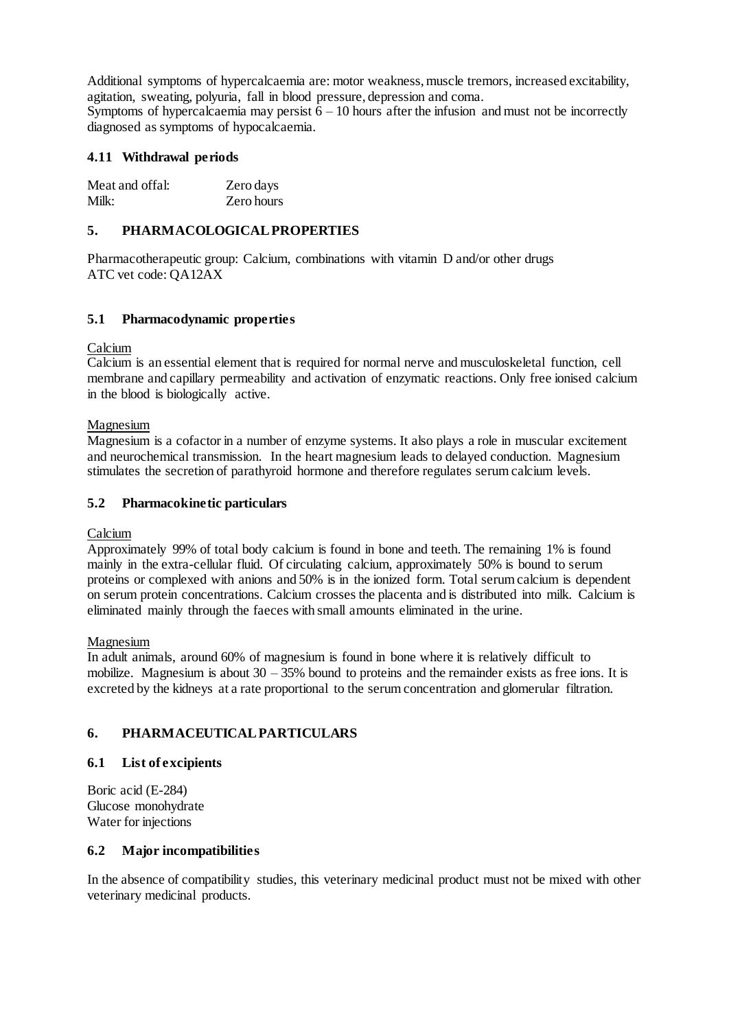Additional symptoms of hypercalcaemia are: motor weakness, muscle tremors, increased excitability, agitation, sweating, polyuria, fall in blood pressure, depression and coma.
Symptoms of hypercalcaemia may persist 6 – 10 hours after the infusion and must not be incorrectly diagnosed as symptoms of hypocalcaemia.

### 4.11 Withdrawal periods

| Meat and offal: | Zero days |
|---|---|
| Milk: | Zero hours |

## 5. PHARMACOLOGICAL PROPERTIES

Pharmacotherapeutic group: Calcium, combinations with vitamin D and/or other drugs
ATC vet code: QA12AX

### 5.1 Pharmacodynamic properties

Calcium

Calcium is an essential element that is required for normal nerve and musculoskeletal function, cell membrane and capillary permeability and activation of enzymatic reactions. Only free ionised calcium in the blood is biologically active.

Magnesium

Magnesium is a cofactor in a number of enzyme systems. It also plays a role in muscular excitement and neurochemical transmission. In the heart magnesium leads to delayed conduction. Magnesium stimulates the secretion of parathyroid hormone and therefore regulates serum calcium levels.

### 5.2 Pharmacokinetic particulars

Calcium

Approximately 99% of total body calcium is found in bone and teeth. The remaining 1% is found mainly in the extra-cellular fluid. Of circulating calcium, approximately 50% is bound to serum proteins or complexed with anions and 50% is in the ionized form. Total serum calcium is dependent on serum protein concentrations. Calcium crosses the placenta and is distributed into milk. Calcium is eliminated mainly through the faeces with small amounts eliminated in the urine.

Magnesium

In adult animals, around 60% of magnesium is found in bone where it is relatively difficult to mobilize. Magnesium is about 30 – 35% bound to proteins and the remainder exists as free ions. It is excreted by the kidneys at a rate proportional to the serum concentration and glomerular filtration.

## 6. PHARMACEUTICAL PARTICULARS

### 6.1 List of excipients

Boric acid (E-284)
Glucose monohydrate
Water for injections

### 6.2 Major incompatibilities

In the absence of compatibility studies, this veterinary medicinal product must not be mixed with other veterinary medicinal products.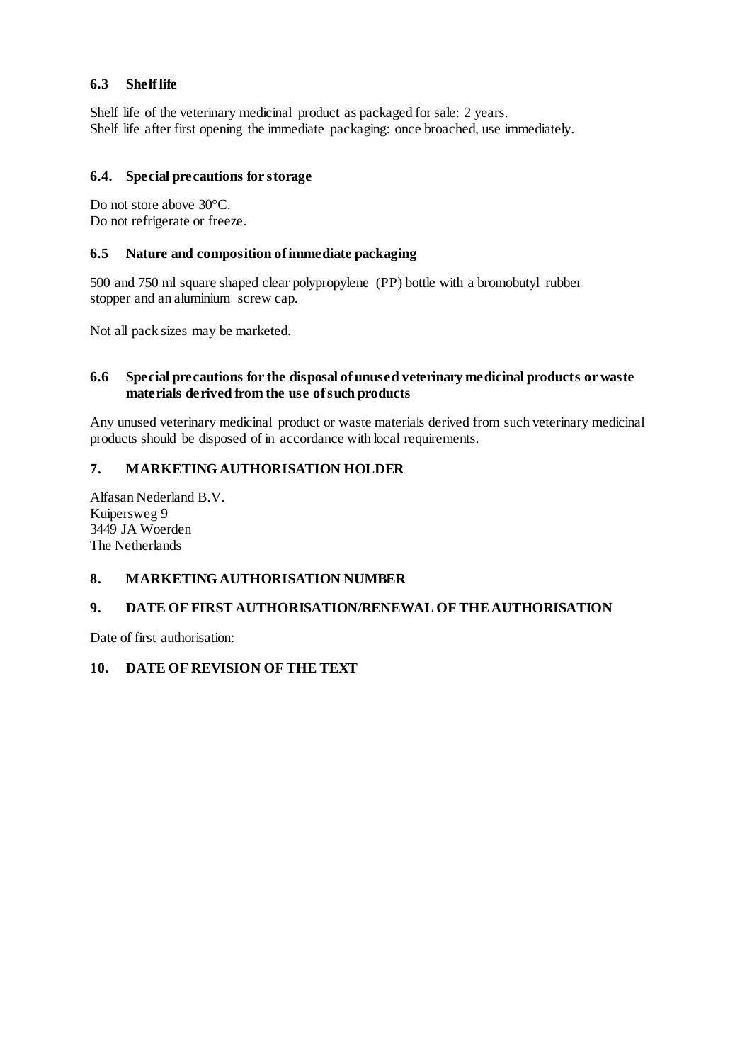### 6.3 Shelf life

Shelf life of the veterinary medicinal product as packaged for sale: 2 years.
Shelf life after first opening the immediate packaging: once broached, use immediately.

### 6.4. Special precautions for storage

Do not store above 30°C.
Do not refrigerate or freeze.

### 6.5 Nature and composition of immediate packaging

500 and 750 ml square shaped clear polypropylene (PP) bottle with a bromobutyl rubber stopper and an aluminium screw cap.

Not all pack sizes may be marketed.

### 6.6 Special precautions for the disposal of unused veterinary medicinal products or waste materials derived from the use of such products

Any unused veterinary medicinal product or waste materials derived from such veterinary medicinal products should be disposed of in accordance with local requirements.

## 7. MARKETING AUTHORISATION HOLDER

Alfasan Nederland B.V.
Kuipersweg 9
3449 JA Woerden
The Netherlands

## 8. MARKETING AUTHORISATION NUMBER

## 9. DATE OF FIRST AUTHORISATION/RENEWAL OF THE AUTHORISATION

Date of first authorisation:

## 10. DATE OF REVISION OF THE TEXT